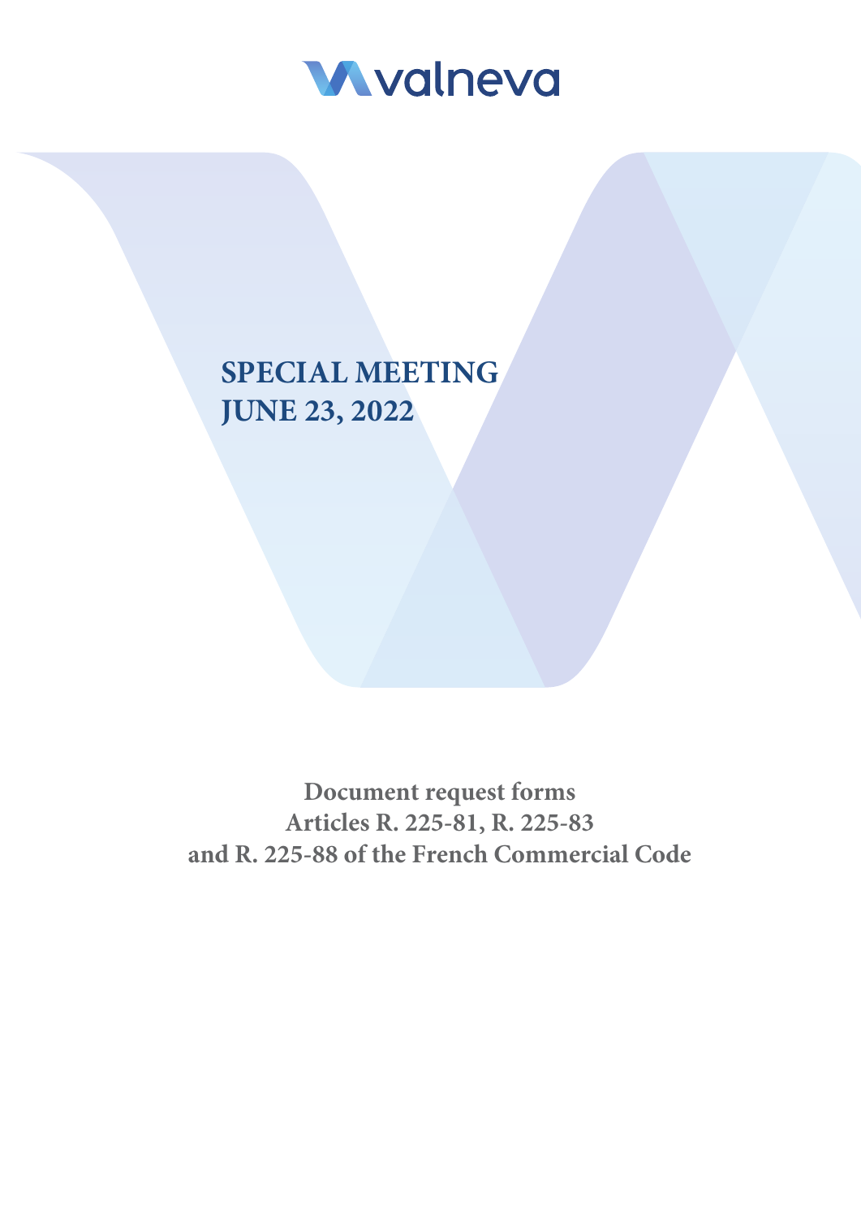valneva

# SPECIAL MEETING
# JUNE 23, 2022

**Document request forms**
**Articles R. 225-81, R. 225-83**
**and R. 225-88 of the French Commercial Code**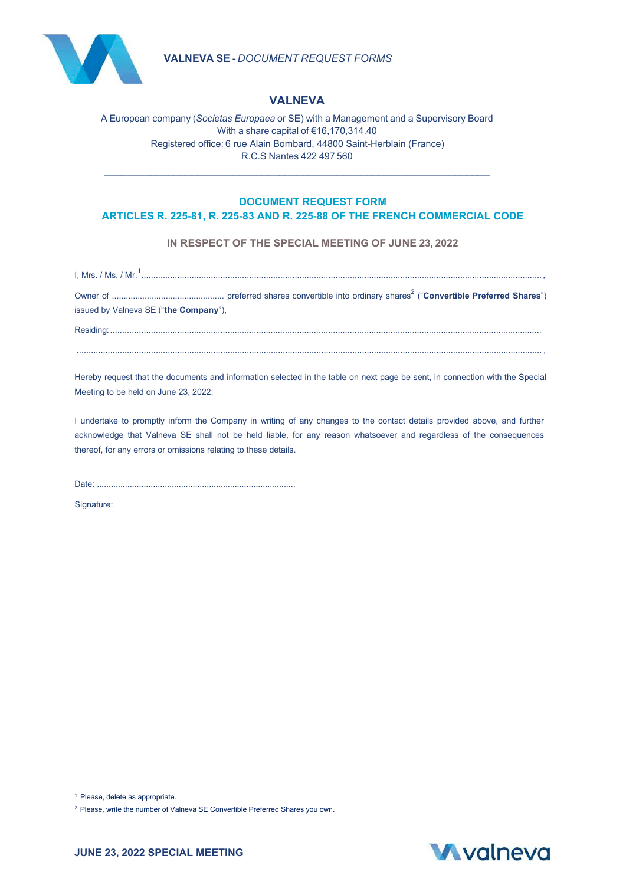# VALNEVA

A European company (*Societas Europaea* or SE) with a Management and a Supervisory Board
With a share capital of €16,170,314.40
Registered office: 6 rue Alain Bombard, 44800 Saint-Herblain (France)
R.C.S Nantes 422 497 560

---

## DOCUMENT REQUEST FORM
## ARTICLES R. 225-81, R. 225-83 AND R. 225-88 OF THE FRENCH COMMERCIAL CODE

### IN RESPECT OF THE SPECIAL MEETING OF JUNE 23, 2022

I, Mrs. / Ms. / Mr.[1]........................................................................................................................................................... ,

Owner of ............................................... preferred shares convertible into ordinary shares[2] ("**Convertible Preferred Shares**") issued by Valneva SE ("**the Company**"),

Residing:..............................................................................................................................................................................

.............................................................................................................................................................................................. ,

Hereby request that the documents and information selected in the table on next page be sent, in connection with the Special Meeting to be held on June 23, 2022.

I undertake to promptly inform the Company in writing of any changes to the contact details provided above, and further acknowledge that Valneva SE shall not be held liable, for any reason whatsoever and regardless of the consequences thereof, for any errors or omissions relating to these details.

Date: ...................................................................................

Signature:

---

[1] Please, delete as appropriate.

[2] Please, write the number of Valneva SE Convertible Preferred Shares you own.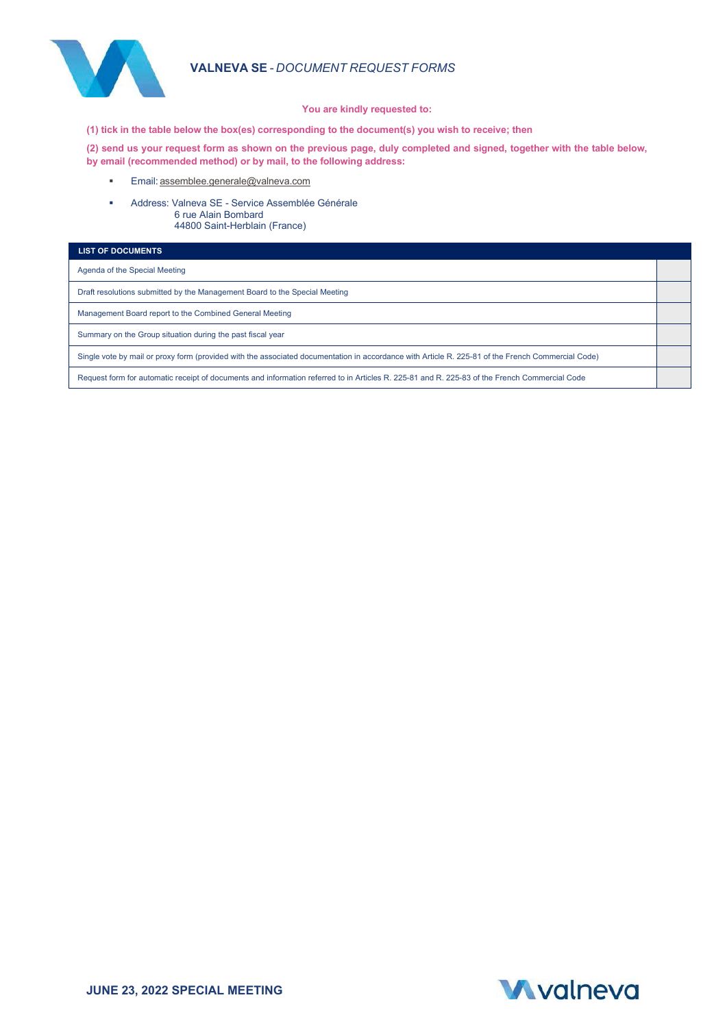# VALNEVA SE - *DOCUMENT REQUEST FORMS*

**You are kindly requested to:**

**(1) tick in the table below the box(es) corresponding to the document(s) you wish to receive; then**

**(2) send us your request form as shown on the previous page, duly completed and signed, together with the table below, by email (recommended method) or by mail, to the following address:**

- Email: assemblee.generale@valneva.com
- Address: Valneva SE - Service Assemblée Générale
  6 rue Alain Bombard
  44800 Saint-Herblain (France)

| LIST OF DOCUMENTS | |
|---|---|
| Agenda of the Special Meeting | |
| Draft resolutions submitted by the Management Board to the Special Meeting | |
| Management Board report to the Combined General Meeting | |
| Summary on the Group situation during the past fiscal year | |
| Single vote by mail or proxy form (provided with the associated documentation in accordance with Article R. 225-81 of the French Commercial Code) | |
| Request form for automatic receipt of documents and information referred to in Articles R. 225-81 and R. 225-83 of the French Commercial Code | |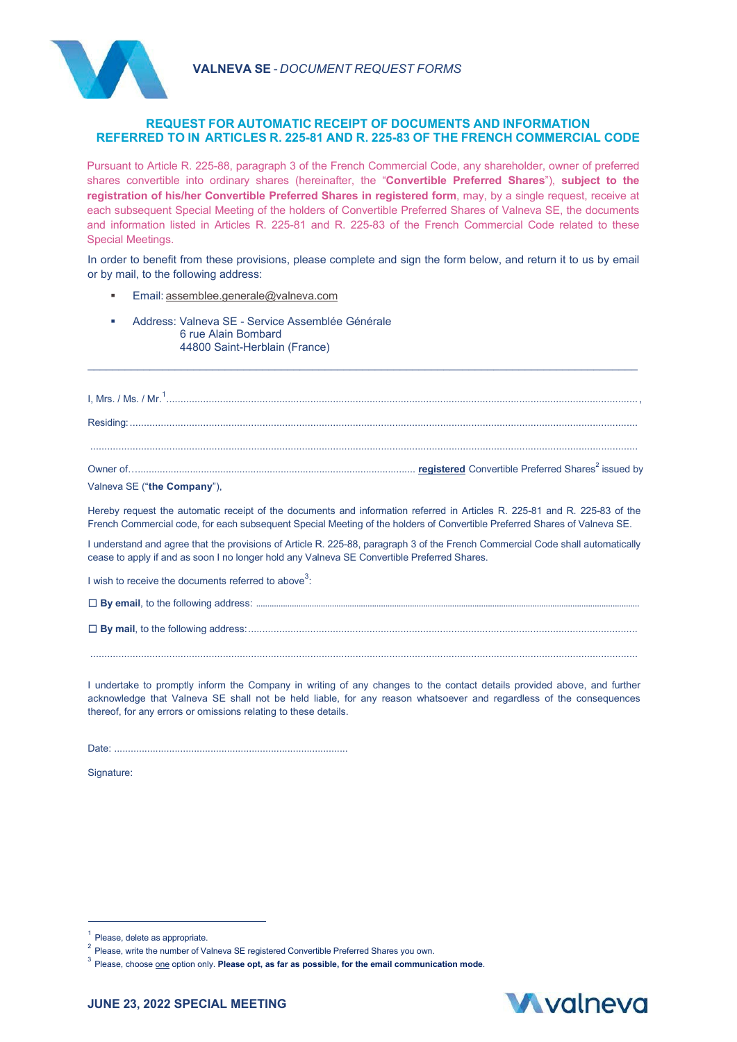**VALNEVA SE** - *DOCUMENT REQUEST FORMS*

## REQUEST FOR AUTOMATIC RECEIPT OF DOCUMENTS AND INFORMATION REFERRED TO IN ARTICLES R. 225-81 AND R. 225-83 OF THE FRENCH COMMERCIAL CODE

Pursuant to Article R. 225-88, paragraph 3 of the French Commercial Code, any shareholder, owner of preferred shares convertible into ordinary shares (hereinafter, the "**Convertible Preferred Shares**"), **subject to the registration of his/her Convertible Preferred Shares in registered form**, may, by a single request, receive at each subsequent Special Meeting of the holders of Convertible Preferred Shares of Valneva SE, the documents and information listed in Articles R. 225-81 and R. 225-83 of the French Commercial Code related to these Special Meetings.

In order to benefit from these provisions, please complete and sign the form below, and return it to us by email or by mail, to the following address:

- Email: assemblee.generale@valneva.com
- Address: Valneva SE - Service Assemblée Générale
  6 rue Alain Bombard
  44800 Saint-Herblain (France)

---

I, Mrs. / Ms. / Mr.[1] ............................................................................................................................................................,

Residing: ...........................................................................................................................................................................

...........................................................................................................................................................................................

Owner of............................................................................................................ **registered** Convertible Preferred Shares[2] issued by Valneva SE ("**the Company**"),

Hereby request the automatic receipt of the documents and information referred in Articles R. 225-81 and R. 225-83 of the French Commercial code, for each subsequent Special Meeting of the holders of Convertible Preferred Shares of Valneva SE.

I understand and agree that the provisions of Article R. 225-88, paragraph 3 of the French Commercial Code shall automatically cease to apply if and as soon I no longer hold any Valneva SE Convertible Preferred Shares.

I wish to receive the documents referred to above[3]:

☐ **By email**, to the following address: ..............................................................................................................................

☐ **By mail**, to the following address: ...............................................................................................................................

...........................................................................................................................................................................................

I undertake to promptly inform the Company in writing of any changes to the contact details provided above, and further acknowledge that Valneva SE shall not be held liable, for any reason whatsoever and regardless of the consequences thereof, for any errors or omissions relating to these details.

Date: .....................................................................................

Signature:

---

[1] Please, delete as appropriate.

[2] Please, write the number of Valneva SE registered Convertible Preferred Shares you own.

[3] Please, choose one option only. **Please opt, as far as possible, for the email communication mode**.

**JUNE 23, 2022 SPECIAL MEETING**